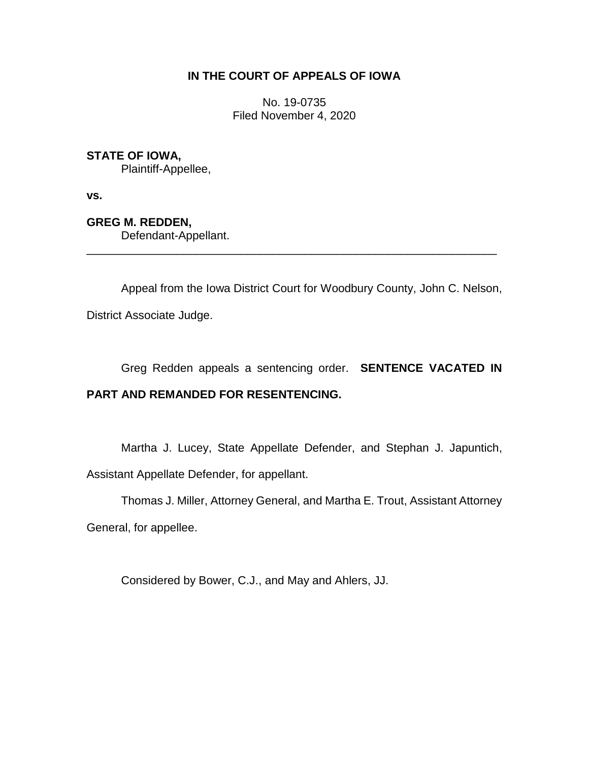# IN THE COURT OF APPEALS OF IOWA

No. 19-0735
Filed November 4, 2020

**STATE OF IOWA,**
Plaintiff-Appellee,

**vs.**

**GREG M. REDDEN,**
Defendant-Appellant.

---

Appeal from the Iowa District Court for Woodbury County, John C. Nelson, District Associate Judge.

Greg Redden appeals a sentencing order. **SENTENCE VACATED IN PART AND REMANDED FOR RESENTENCING.**

Martha J. Lucey, State Appellate Defender, and Stephan J. Japuntich, Assistant Appellate Defender, for appellant.

Thomas J. Miller, Attorney General, and Martha E. Trout, Assistant Attorney General, for appellee.

Considered by Bower, C.J., and May and Ahlers, JJ.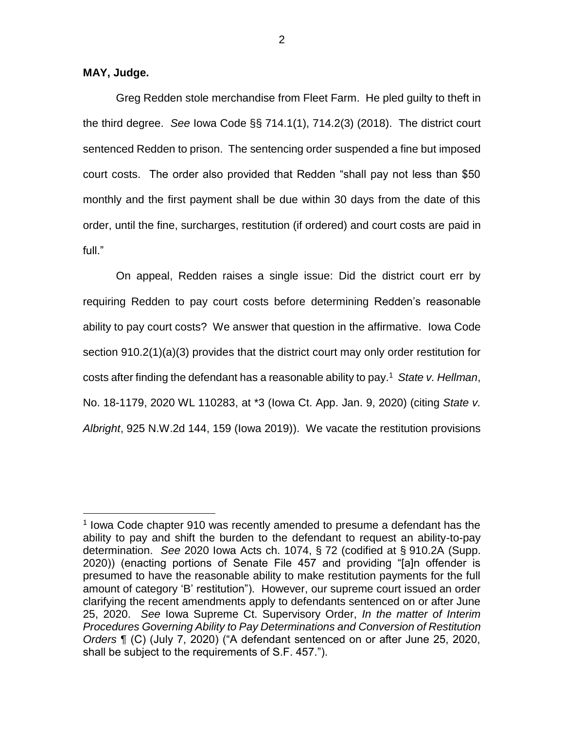**MAY, Judge.**

Greg Redden stole merchandise from Fleet Farm. He pled guilty to theft in the third degree. *See* Iowa Code §§ 714.1(1), 714.2(3) (2018). The district court sentenced Redden to prison. The sentencing order suspended a fine but imposed court costs. The order also provided that Redden "shall pay not less than $50 monthly and the first payment shall be due within 30 days from the date of this order, until the fine, surcharges, restitution (if ordered) and court costs are paid in full."

On appeal, Redden raises a single issue: Did the district court err by requiring Redden to pay court costs before determining Redden's reasonable ability to pay court costs? We answer that question in the affirmative. Iowa Code section 910.2(1)(a)(3) provides that the district court may only order restitution for costs after finding the defendant has a reasonable ability to pay.[1] *State v. Hellman*, No. 18-1179, 2020 WL 110283, at *3 (Iowa Ct. App. Jan. 9, 2020) (citing *State v. Albright*, 925 N.W.2d 144, 159 (Iowa 2019)). We vacate the restitution provisions

[1] Iowa Code chapter 910 was recently amended to presume a defendant has the ability to pay and shift the burden to the defendant to request an ability-to-pay determination. *See* 2020 Iowa Acts ch. 1074, § 72 (codified at § 910.2A (Supp. 2020)) (enacting portions of Senate File 457 and providing "[a]n offender is presumed to have the reasonable ability to make restitution payments for the full amount of category 'B' restitution"). However, our supreme court issued an order clarifying the recent amendments apply to defendants sentenced on or after June 25, 2020. *See* Iowa Supreme Ct. Supervisory Order, *In the matter of Interim Procedures Governing Ability to Pay Determinations and Conversion of Restitution Orders* ¶ (C) (July 7, 2020) ("A defendant sentenced on or after June 25, 2020, shall be subject to the requirements of S.F. 457.").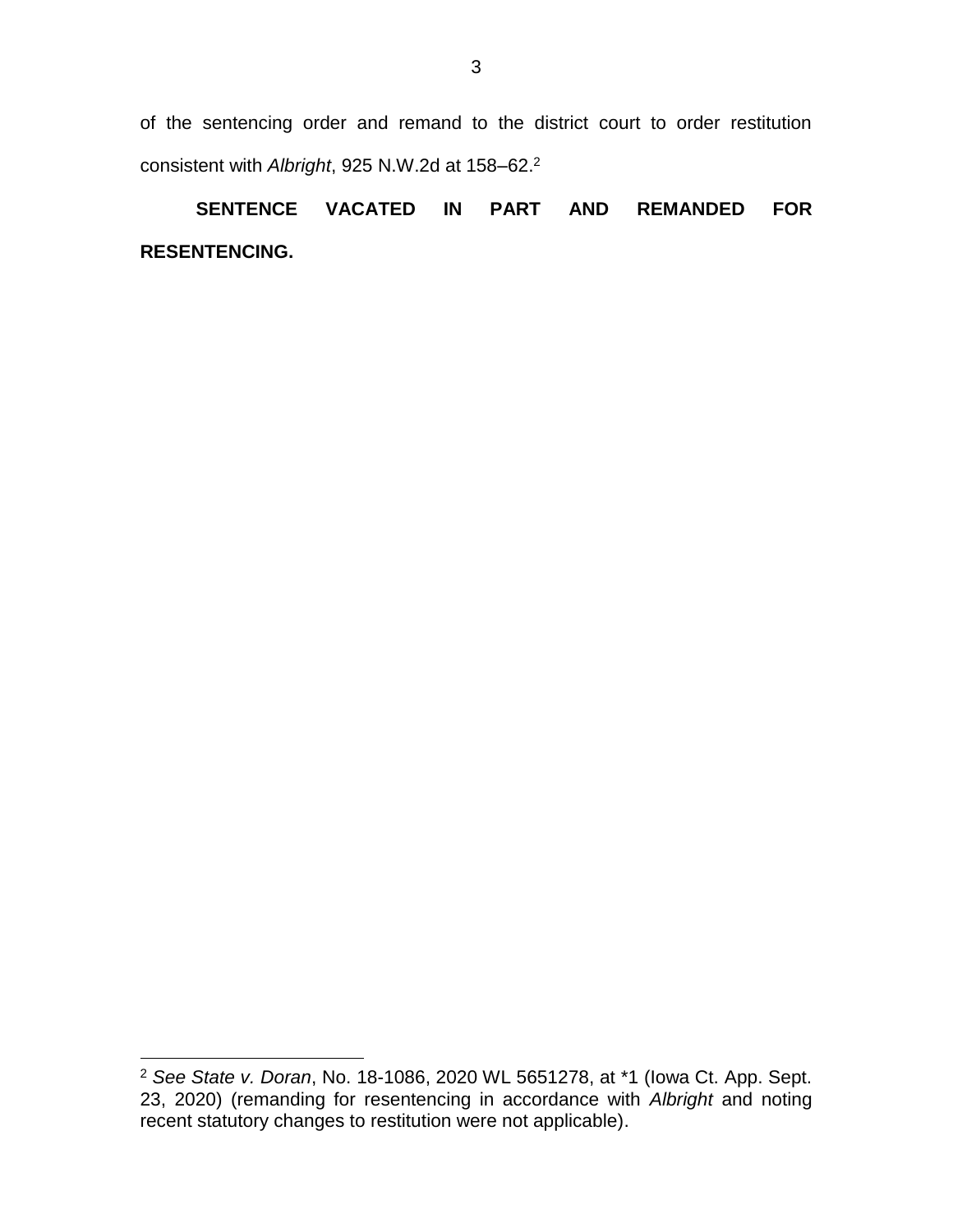of the sentencing order and remand to the district court to order restitution consistent with *Albright*, 925 N.W.2d at 158–62.[2]

**SENTENCE VACATED IN PART AND REMANDED FOR RESENTENCING.**

---

[2] *See State v. Doran*, No. 18-1086, 2020 WL 5651278, at *1 (Iowa Ct. App. Sept. 23, 2020) (remanding for resentencing in accordance with *Albright* and noting recent statutory changes to restitution were not applicable).